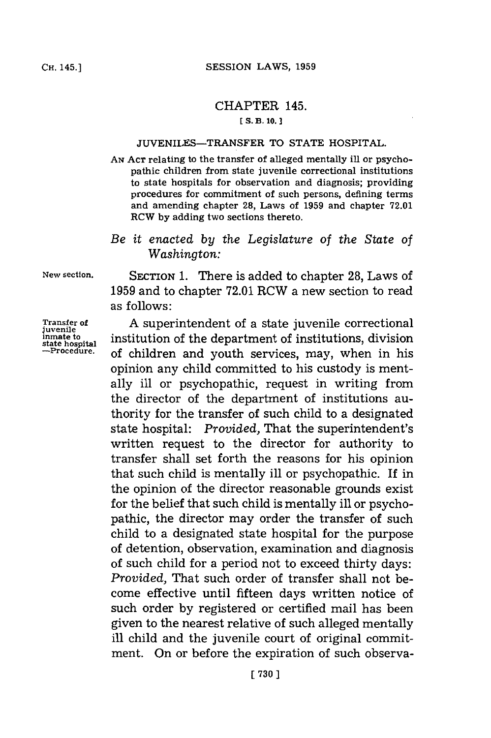## CHAPTER 145.

**[S. B. 10.]**

### JUVENILES—TRANSFER TO STATE HOSPITAL.

AN ACT relating to the transfer of alleged mentally ill or psychopathic children from state juvenile correctional institutions to state hospitals for observation and diagnosis; providing procedures for commitment of such persons, defining terms and amending chapter 28, Laws of 1959 and chapter 72.01 RCW by adding two sections thereto.

*Be it enacted by the Legislature of the State of Washington:*

New section.

SECTION 1. There is added to chapter 28, Laws of 1959 and to chapter 72.01 RCW a new section to read as follows:

Transfer of juvenile inmate to state hospital —Procedure.

A superintendent of a state juvenile correctional institution of the department of institutions, division of children and youth services, may, when in his opinion any child committed to his custody is mentally ill or psychopathic, request in writing from the director of the department of institutions authority for the transfer of such child to a designated state hospital: *Provided,* That the superintendent's written request to the director for authority to transfer shall set forth the reasons for his opinion that such child is mentally ill or psychopathic. If in the opinion of the director reasonable grounds exist for the belief that such child is mentally ill or psychopathic, the director may order the transfer of such child to a designated state hospital for the purpose of detention, observation, examination and diagnosis of such child for a period not to exceed thirty days: *Provided,* That such order of transfer shall not become effective until fifteen days written notice of such order by registered or certified mail has been given to the nearest relative of such alleged mentally ill child and the juvenile court of original commitment. On or before the expiration of such observa-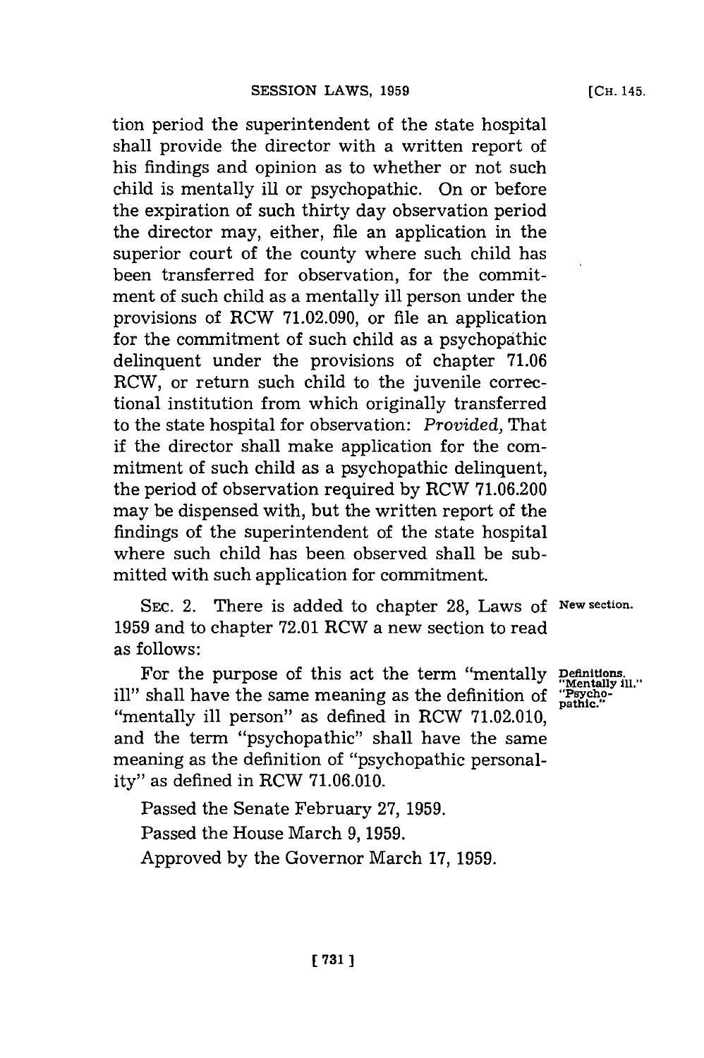tion period the superintendent of the state hospital shall provide the director with a written report of his findings and opinion as to whether or not such child is mentally ill or psychopathic. On or before the expiration of such thirty day observation period the director may, either, file an application in the superior court of the county where such child has been transferred for observation, for the commitment of such child as a mentally ill person under the provisions of RCW 71.02.090, or file an application for the commitment of such child as a psychopathic delinquent under the provisions of chapter 71.06 RCW, or return such child to the juvenile correctional institution from which originally transferred to the state hospital for observation: *Provided,* That if the director shall make application for the commitment of such child as a psychopathic delinquent, the period of observation required by RCW 71.06.200 may be dispensed with, but the written report of the findings of the superintendent of the state hospital where such child has been observed shall be submitted with such application for commitment.

SEC. 2. There is added to chapter 28, Laws of 1959 and to chapter 72.01 RCW a new section to read as follows:

New section.

For the purpose of this act the term "mentally ill" shall have the same meaning as the definition of "mentally ill person" as defined in RCW 71.02.010, and the term "psychopathic" shall have the same meaning as the definition of "psychopathic personality" as defined in RCW 71.06.010.

Definitions. "Mentally ill." "Psychopathic."

Passed the Senate February 27, 1959.

Passed the House March 9, 1959.

Approved by the Governor March 17, 1959.